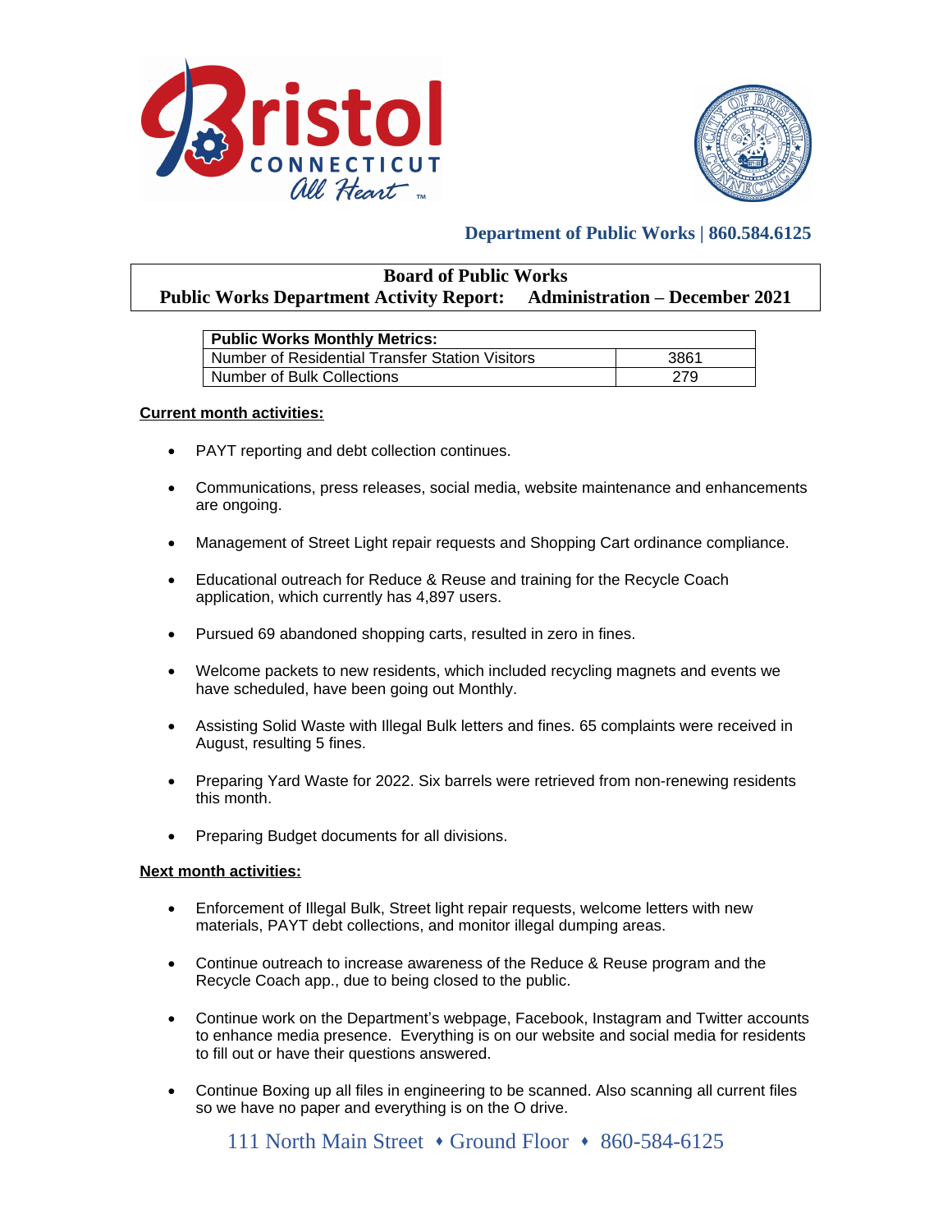**Department of Public Works | 860.584.6125**

# Board of Public Works

## Public Works Department Activity Report: Administration – December 2021

| Public Works Monthly Metrics: | |
|---|---|
| Number of Residential Transfer Station Visitors | 3861 |
| Number of Bulk Collections | 279 |

**Current month activities:**

- PAYT reporting and debt collection continues.
- Communications, press releases, social media, website maintenance and enhancements are ongoing.
- Management of Street Light repair requests and Shopping Cart ordinance compliance.
- Educational outreach for Reduce & Reuse and training for the Recycle Coach application, which currently has 4,897 users.
- Pursued 69 abandoned shopping carts, resulted in zero in fines.
- Welcome packets to new residents, which included recycling magnets and events we have scheduled, have been going out Monthly.
- Assisting Solid Waste with Illegal Bulk letters and fines. 65 complaints were received in August, resulting 5 fines.
- Preparing Yard Waste for 2022. Six barrels were retrieved from non-renewing residents this month.
- Preparing Budget documents for all divisions.

**Next month activities:**

- Enforcement of Illegal Bulk, Street light repair requests, welcome letters with new materials, PAYT debt collections, and monitor illegal dumping areas.
- Continue outreach to increase awareness of the Reduce & Reuse program and the Recycle Coach app., due to being closed to the public.
- Continue work on the Department's webpage, Facebook, Instagram and Twitter accounts to enhance media presence. Everything is on our website and social media for residents to fill out or have their questions answered.
- Continue Boxing up all files in engineering to be scanned. Also scanning all current files so we have no paper and everything is on the O drive.

111 North Main Street ♦ Ground Floor ♦ 860-584-6125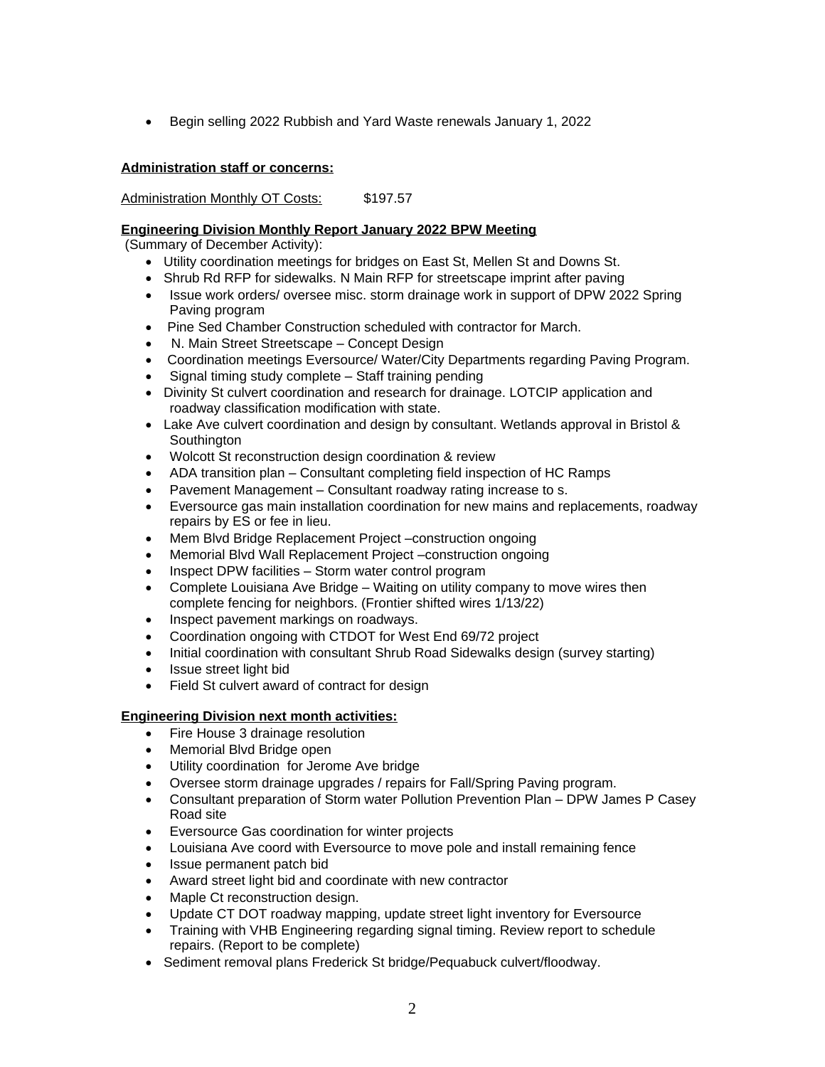- Begin selling 2022 Rubbish and Yard Waste renewals January 1, 2022

**Administration staff or concerns:**

Administration Monthly OT Costs: $197.57

**Engineering Division Monthly Report January 2022 BPW Meeting**

(Summary of December Activity):

- Utility coordination meetings for bridges on East St, Mellen St and Downs St.
- Shrub Rd RFP for sidewalks. N Main RFP for streetscape imprint after paving
- Issue work orders/ oversee misc. storm drainage work in support of DPW 2022 Spring Paving program
- Pine Sed Chamber Construction scheduled with contractor for March.
- N. Main Street Streetscape – Concept Design
- Coordination meetings Eversource/ Water/City Departments regarding Paving Program.
- Signal timing study complete – Staff training pending
- Divinity St culvert coordination and research for drainage. LOTCIP application and roadway classification modification with state.
- Lake Ave culvert coordination and design by consultant. Wetlands approval in Bristol & Southington
- Wolcott St reconstruction design coordination & review
- ADA transition plan – Consultant completing field inspection of HC Ramps
- Pavement Management – Consultant roadway rating increase to s.
- Eversource gas main installation coordination for new mains and replacements, roadway repairs by ES or fee in lieu.
- Mem Blvd Bridge Replacement Project –construction ongoing
- Memorial Blvd Wall Replacement Project –construction ongoing
- Inspect DPW facilities – Storm water control program
- Complete Louisiana Ave Bridge – Waiting on utility company to move wires then complete fencing for neighbors. (Frontier shifted wires 1/13/22)
- Inspect pavement markings on roadways.
- Coordination ongoing with CTDOT for West End 69/72 project
- Initial coordination with consultant Shrub Road Sidewalks design (survey starting)
- Issue street light bid
- Field St culvert award of contract for design

**Engineering Division next month activities:**

- Fire House 3 drainage resolution
- Memorial Blvd Bridge open
- Utility coordination for Jerome Ave bridge
- Oversee storm drainage upgrades / repairs for Fall/Spring Paving program.
- Consultant preparation of Storm water Pollution Prevention Plan – DPW James P Casey Road site
- Eversource Gas coordination for winter projects
- Louisiana Ave coord with Eversource to move pole and install remaining fence
- Issue permanent patch bid
- Award street light bid and coordinate with new contractor
- Maple Ct reconstruction design.
- Update CT DOT roadway mapping, update street light inventory for Eversource
- Training with VHB Engineering regarding signal timing. Review report to schedule repairs. (Report to be complete)
- Sediment removal plans Frederick St bridge/Pequabuck culvert/floodway.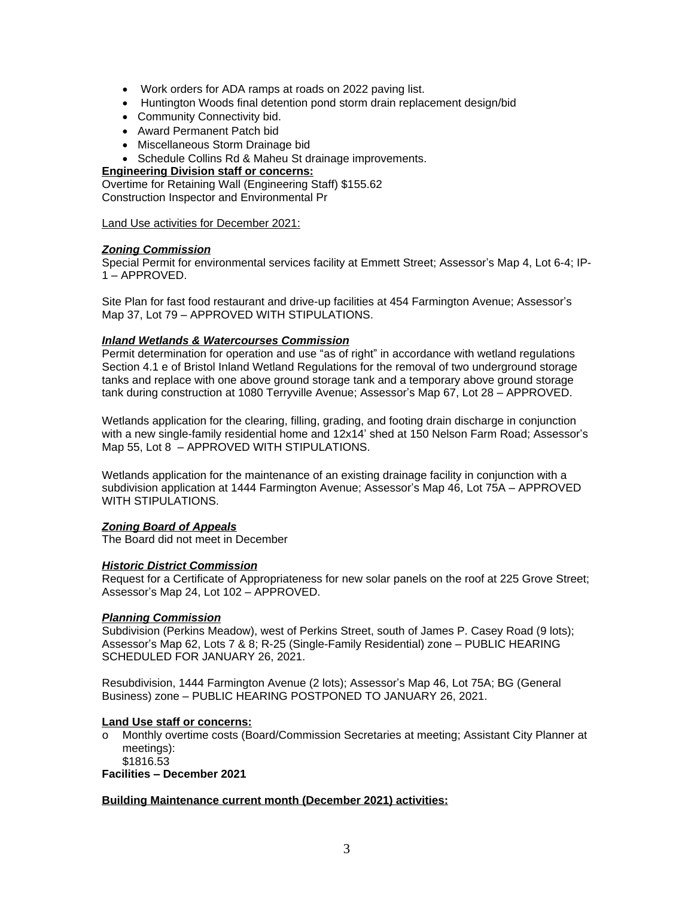- Work orders for ADA ramps at roads on 2022 paving list.
- Huntington Woods final detention pond storm drain replacement design/bid
- Community Connectivity bid.
- Award Permanent Patch bid
- Miscellaneous Storm Drainage bid
- Schedule Collins Rd & Maheu St drainage improvements.

**Engineering Division staff or concerns:**

Overtime for Retaining Wall (Engineering Staff) $155.62
Construction Inspector and Environmental Pr

Land Use activities for December 2021:

***Zoning Commission***

Special Permit for environmental services facility at Emmett Street; Assessor's Map 4, Lot 6-4; IP-1 – APPROVED.

Site Plan for fast food restaurant and drive-up facilities at 454 Farmington Avenue; Assessor's Map 37, Lot 79 – APPROVED WITH STIPULATIONS.

***Inland Wetlands & Watercourses Commission***

Permit determination for operation and use "as of right" in accordance with wetland regulations Section 4.1 e of Bristol Inland Wetland Regulations for the removal of two underground storage tanks and replace with one above ground storage tank and a temporary above ground storage tank during construction at 1080 Terryville Avenue; Assessor's Map 67, Lot 28 – APPROVED.

Wetlands application for the clearing, filling, grading, and footing drain discharge in conjunction with a new single-family residential home and 12x14' shed at 150 Nelson Farm Road; Assessor's Map 55, Lot 8 – APPROVED WITH STIPULATIONS.

Wetlands application for the maintenance of an existing drainage facility in conjunction with a subdivision application at 1444 Farmington Avenue; Assessor's Map 46, Lot 75A – APPROVED WITH STIPULATIONS.

***Zoning Board of Appeals***

The Board did not meet in December

***Historic District Commission***

Request for a Certificate of Appropriateness for new solar panels on the roof at 225 Grove Street; Assessor's Map 24, Lot 102 – APPROVED.

***Planning Commission***

Subdivision (Perkins Meadow), west of Perkins Street, south of James P. Casey Road (9 lots); Assessor's Map 62, Lots 7 & 8; R-25 (Single-Family Residential) zone – PUBLIC HEARING SCHEDULED FOR JANUARY 26, 2021.

Resubdivision, 1444 Farmington Avenue (2 lots); Assessor's Map 46, Lot 75A; BG (General Business) zone – PUBLIC HEARING POSTPONED TO JANUARY 26, 2021.

**Land Use staff or concerns:**

- Monthly overtime costs (Board/Commission Secretaries at meeting; Assistant City Planner at meetings):
  $1816.53

**Facilities – December 2021**

**Building Maintenance current month (December 2021) activities:**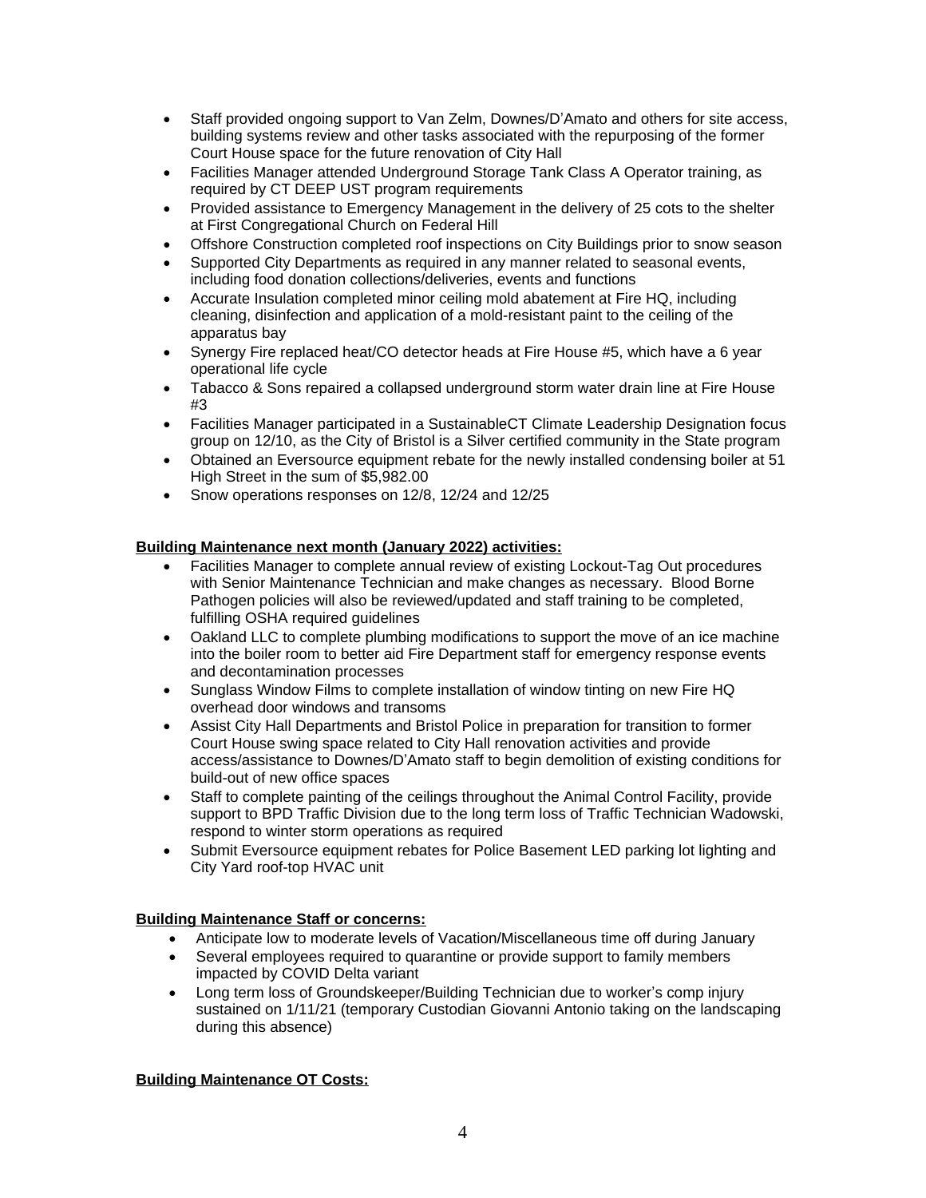- Staff provided ongoing support to Van Zelm, Downes/D'Amato and others for site access, building systems review and other tasks associated with the repurposing of the former Court House space for the future renovation of City Hall
- Facilities Manager attended Underground Storage Tank Class A Operator training, as required by CT DEEP UST program requirements
- Provided assistance to Emergency Management in the delivery of 25 cots to the shelter at First Congregational Church on Federal Hill
- Offshore Construction completed roof inspections on City Buildings prior to snow season
- Supported City Departments as required in any manner related to seasonal events, including food donation collections/deliveries, events and functions
- Accurate Insulation completed minor ceiling mold abatement at Fire HQ, including cleaning, disinfection and application of a mold-resistant paint to the ceiling of the apparatus bay
- Synergy Fire replaced heat/CO detector heads at Fire House #5, which have a 6 year operational life cycle
- Tabacco & Sons repaired a collapsed underground storm water drain line at Fire House #3
- Facilities Manager participated in a SustainableCT Climate Leadership Designation focus group on 12/10, as the City of Bristol is a Silver certified community in the State program
- Obtained an Eversource equipment rebate for the newly installed condensing boiler at 51 High Street in the sum of $5,982.00
- Snow operations responses on 12/8, 12/24 and 12/25

**Building Maintenance next month (January 2022) activities:**

- Facilities Manager to complete annual review of existing Lockout-Tag Out procedures with Senior Maintenance Technician and make changes as necessary. Blood Borne Pathogen policies will also be reviewed/updated and staff training to be completed, fulfilling OSHA required guidelines
- Oakland LLC to complete plumbing modifications to support the move of an ice machine into the boiler room to better aid Fire Department staff for emergency response events and decontamination processes
- Sunglass Window Films to complete installation of window tinting on new Fire HQ overhead door windows and transoms
- Assist City Hall Departments and Bristol Police in preparation for transition to former Court House swing space related to City Hall renovation activities and provide access/assistance to Downes/D'Amato staff to begin demolition of existing conditions for build-out of new office spaces
- Staff to complete painting of the ceilings throughout the Animal Control Facility, provide support to BPD Traffic Division due to the long term loss of Traffic Technician Wadowski, respond to winter storm operations as required
- Submit Eversource equipment rebates for Police Basement LED parking lot lighting and City Yard roof-top HVAC unit

**Building Maintenance Staff or concerns:**

- Anticipate low to moderate levels of Vacation/Miscellaneous time off during January
- Several employees required to quarantine or provide support to family members impacted by COVID Delta variant
- Long term loss of Groundskeeper/Building Technician due to worker's comp injury sustained on 1/11/21 (temporary Custodian Giovanni Antonio taking on the landscaping during this absence)

**Building Maintenance OT Costs:**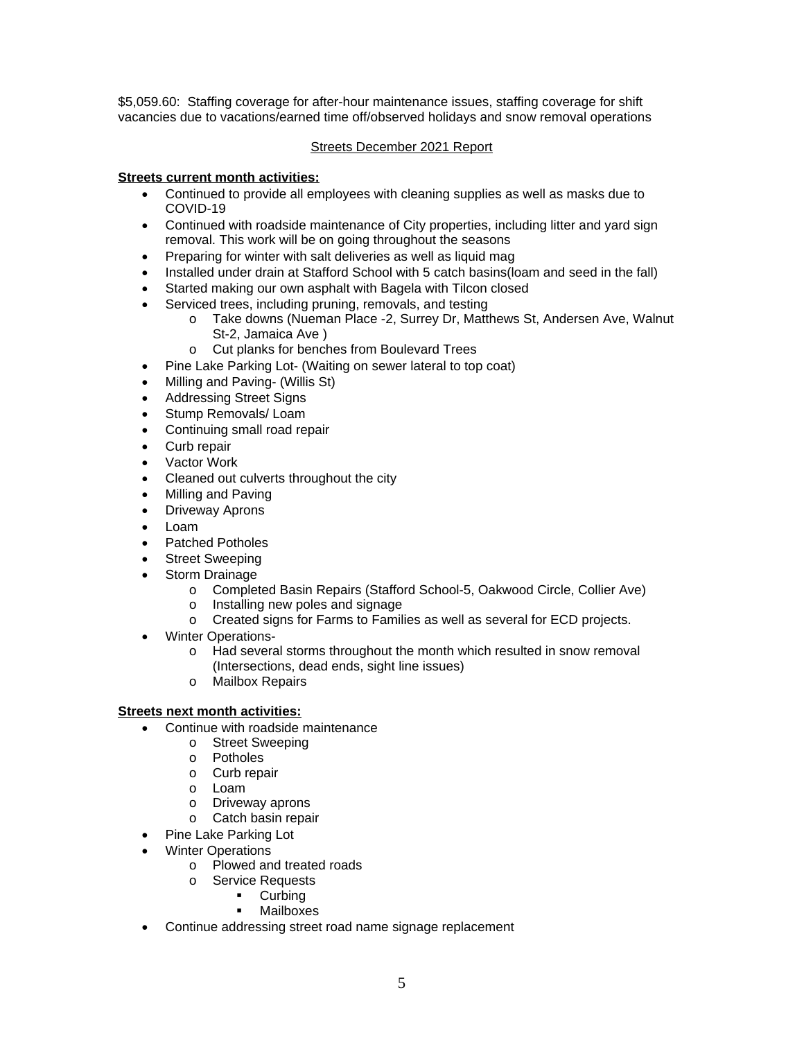$5,059.60: Staffing coverage for after-hour maintenance issues, staffing coverage for shift vacancies due to vacations/earned time off/observed holidays and snow removal operations

<u>Streets December 2021 Report</u>

**<u>Streets current month activities:</u>**

- Continued to provide all employees with cleaning supplies as well as masks due to COVID-19
- Continued with roadside maintenance of City properties, including litter and yard sign removal. This work will be on going throughout the seasons
- Preparing for winter with salt deliveries as well as liquid mag
- Installed under drain at Stafford School with 5 catch basins(loam and seed in the fall)
- Started making our own asphalt with Bagela with Tilcon closed
- Serviced trees, including pruning, removals, and testing
  - Take downs (Nueman Place -2, Surrey Dr, Matthews St, Andersen Ave, Walnut St-2, Jamaica Ave )
  - Cut planks for benches from Boulevard Trees
- Pine Lake Parking Lot- (Waiting on sewer lateral to top coat)
- Milling and Paving- (Willis St)
- Addressing Street Signs
- Stump Removals/ Loam
- Continuing small road repair
- Curb repair
- Vactor Work
- Cleaned out culverts throughout the city
- Milling and Paving
- Driveway Aprons
- Loam
- Patched Potholes
- Street Sweeping
- Storm Drainage
  - Completed Basin Repairs (Stafford School-5, Oakwood Circle, Collier Ave)
  - Installing new poles and signage
  - Created signs for Farms to Families as well as several for ECD projects.
- Winter Operations-
  - Had several storms throughout the month which resulted in snow removal (Intersections, dead ends, sight line issues)
  - Mailbox Repairs

**<u>Streets next month activities:</u>**

- Continue with roadside maintenance
  - Street Sweeping
  - Potholes
  - Curb repair
  - Loam
  - Driveway aprons
  - Catch basin repair
- Pine Lake Parking Lot
- Winter Operations
  - Plowed and treated roads
  - Service Requests
    - Curbing
    - Mailboxes
- Continue addressing street road name signage replacement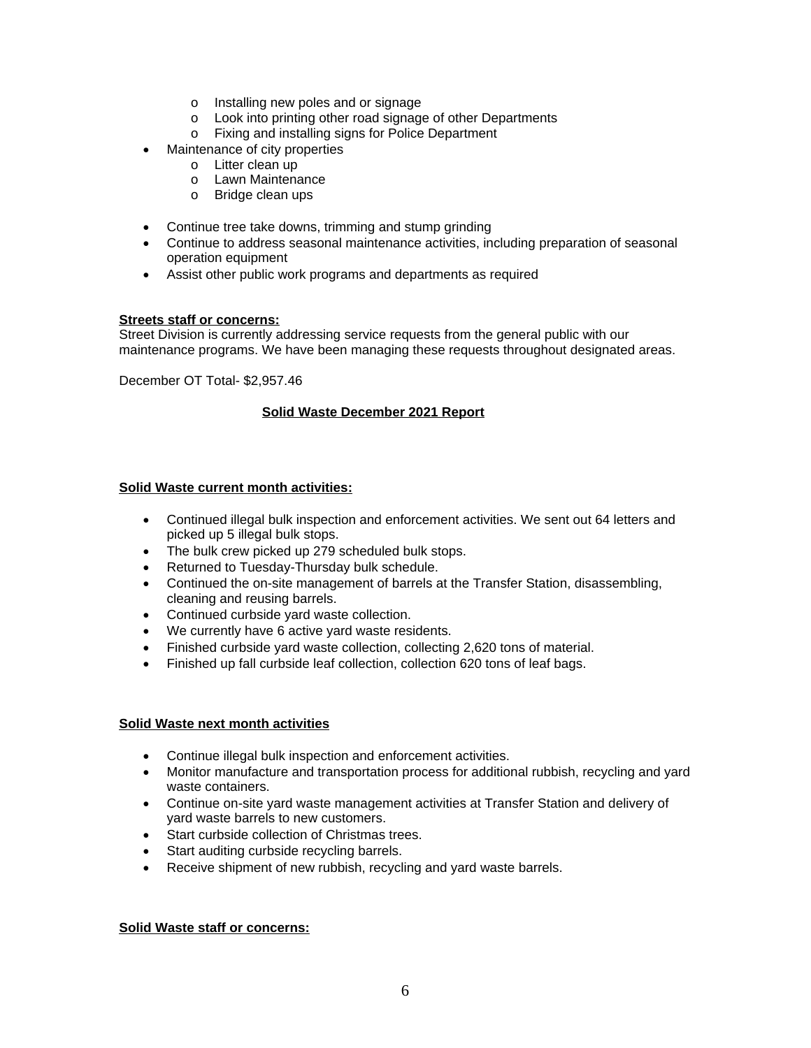- Installing new poles and or signage
    - Look into printing other road signage of other Departments
    - Fixing and installing signs for Police Department
- Maintenance of city properties
    - Litter clean up
    - Lawn Maintenance
    - Bridge clean ups

- Continue tree take downs, trimming and stump grinding
- Continue to address seasonal maintenance activities, including preparation of seasonal operation equipment
- Assist other public work programs and departments as required

**Streets staff or concerns:**

Street Division is currently addressing service requests from the general public with our maintenance programs. We have been managing these requests throughout designated areas.

December OT Total- $2,957.46

## Solid Waste December 2021 Report

**Solid Waste current month activities:**

- Continued illegal bulk inspection and enforcement activities. We sent out 64 letters and picked up 5 illegal bulk stops.
- The bulk crew picked up 279 scheduled bulk stops.
- Returned to Tuesday-Thursday bulk schedule.
- Continued the on-site management of barrels at the Transfer Station, disassembling, cleaning and reusing barrels.
- Continued curbside yard waste collection.
- We currently have 6 active yard waste residents.
- Finished curbside yard waste collection, collecting 2,620 tons of material.
- Finished up fall curbside leaf collection, collection 620 tons of leaf bags.

**Solid Waste next month activities**

- Continue illegal bulk inspection and enforcement activities.
- Monitor manufacture and transportation process for additional rubbish, recycling and yard waste containers.
- Continue on-site yard waste management activities at Transfer Station and delivery of yard waste barrels to new customers.
- Start curbside collection of Christmas trees.
- Start auditing curbside recycling barrels.
- Receive shipment of new rubbish, recycling and yard waste barrels.

**Solid Waste staff or concerns:**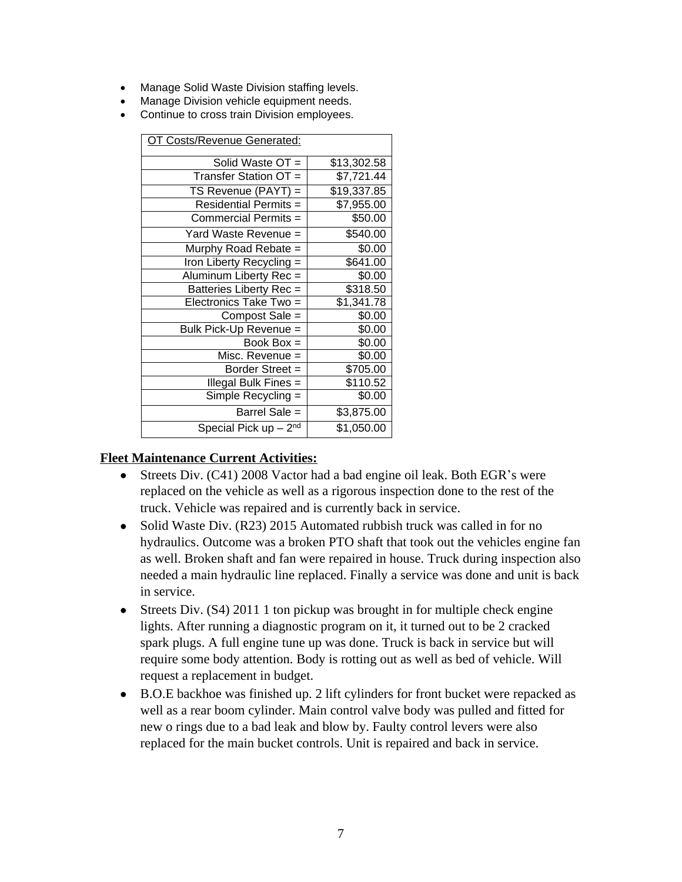- Manage Solid Waste Division staffing levels.
- Manage Division vehicle equipment needs.
- Continue to cross train Division employees.

| OT Costs/Revenue Generated: | |
|---|---|
| Solid Waste OT = | $13,302.58 |
| Transfer Station OT = | $7,721.44 |
| TS Revenue (PAYT) = | $19,337.85 |
| Residential Permits = | $7,955.00 |
| Commercial Permits = | $50.00 |
| Yard Waste Revenue = | $540.00 |
| Murphy Road Rebate = | $0.00 |
| Iron Liberty Recycling = | $641.00 |
| Aluminum Liberty Rec = | $0.00 |
| Batteries Liberty Rec = | $318.50 |
| Electronics Take Two = | $1,341.78 |
| Compost Sale = | $0.00 |
| Bulk Pick-Up Revenue = | $0.00 |
| Book Box = | $0.00 |
| Misc. Revenue = | $0.00 |
| Border Street = | $705.00 |
| Illegal Bulk Fines = | $110.52 |
| Simple Recycling = | $0.00 |
| Barrel Sale = | $3,875.00 |
| Special Pick up – 2nd | $1,050.00 |

**Fleet Maintenance Current Activities:**

- Streets Div. (C41) 2008 Vactor had a bad engine oil leak. Both EGR's were replaced on the vehicle as well as a rigorous inspection done to the rest of the truck. Vehicle was repaired and is currently back in service.
- Solid Waste Div. (R23) 2015 Automated rubbish truck was called in for no hydraulics. Outcome was a broken PTO shaft that took out the vehicles engine fan as well. Broken shaft and fan were repaired in house. Truck during inspection also needed a main hydraulic line replaced. Finally a service was done and unit is back in service.
- Streets Div. (S4) 2011 1 ton pickup was brought in for multiple check engine lights. After running a diagnostic program on it, it turned out to be 2 cracked spark plugs. A full engine tune up was done. Truck is back in service but will require some body attention. Body is rotting out as well as bed of vehicle. Will request a replacement in budget.
- B.O.E backhoe was finished up. 2 lift cylinders for front bucket were repacked as well as a rear boom cylinder. Main control valve body was pulled and fitted for new o rings due to a bad leak and blow by. Faulty control levers were also replaced for the main bucket controls. Unit is repaired and back in service.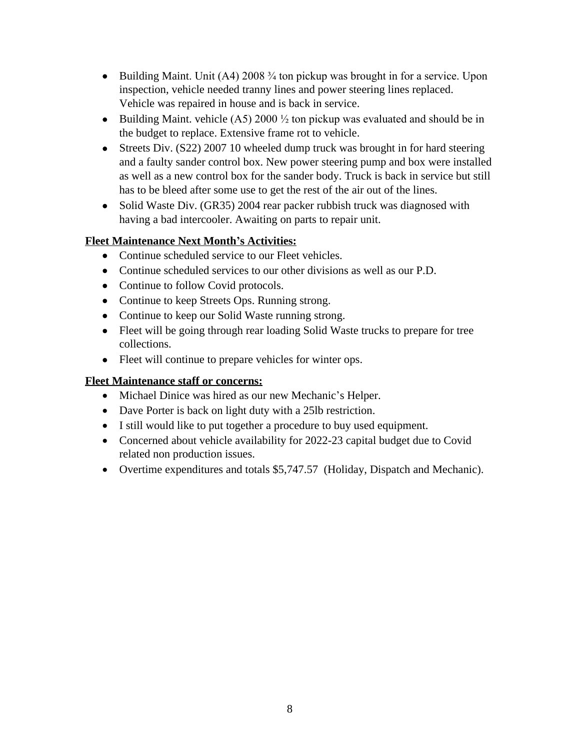- Building Maint. Unit (A4) 2008 ¾ ton pickup was brought in for a service. Upon inspection, vehicle needed tranny lines and power steering lines replaced. Vehicle was repaired in house and is back in service.
- Building Maint. vehicle (A5) 2000 ½ ton pickup was evaluated and should be in the budget to replace. Extensive frame rot to vehicle.
- Streets Div. (S22) 2007 10 wheeled dump truck was brought in for hard steering and a faulty sander control box. New power steering pump and box were installed as well as a new control box for the sander body. Truck is back in service but still has to be bleed after some use to get the rest of the air out of the lines.
- Solid Waste Div. (GR35) 2004 rear packer rubbish truck was diagnosed with having a bad intercooler. Awaiting on parts to repair unit.

**Fleet Maintenance Next Month's Activities:**

- Continue scheduled service to our Fleet vehicles.
- Continue scheduled services to our other divisions as well as our P.D.
- Continue to follow Covid protocols.
- Continue to keep Streets Ops. Running strong.
- Continue to keep our Solid Waste running strong.
- Fleet will be going through rear loading Solid Waste trucks to prepare for tree collections.
- Fleet will continue to prepare vehicles for winter ops.

**Fleet Maintenance staff or concerns:**

- Michael Dinice was hired as our new Mechanic's Helper.
- Dave Porter is back on light duty with a 25lb restriction.
- I still would like to put together a procedure to buy used equipment.
- Concerned about vehicle availability for 2022-23 capital budget due to Covid related non production issues.
- Overtime expenditures and totals $5,747.57 (Holiday, Dispatch and Mechanic).